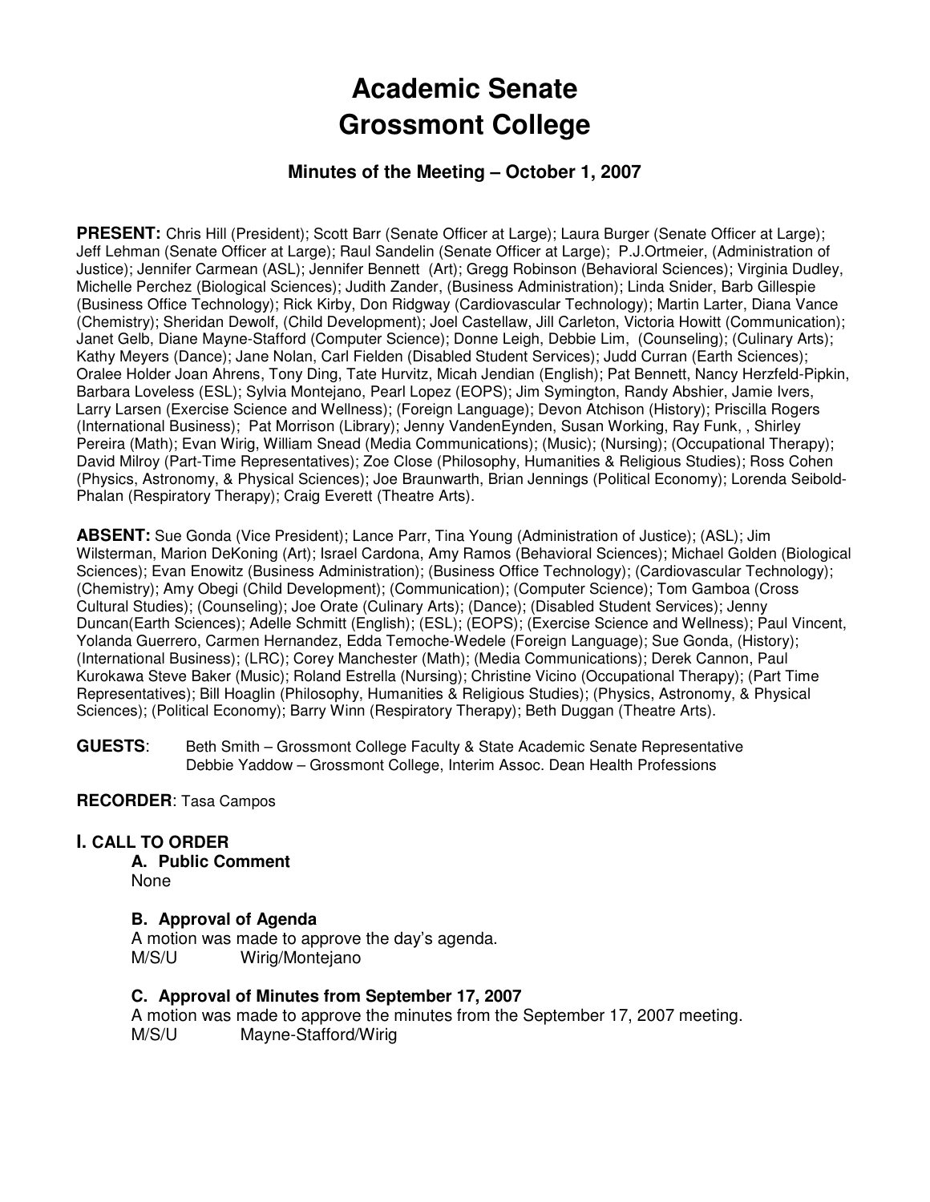# Academic Senate
# Grossmont College

### Minutes of the Meeting – October 1, 2007

**PRESENT:** Chris Hill (President); Scott Barr (Senate Officer at Large); Laura Burger (Senate Officer at Large); Jeff Lehman (Senate Officer at Large); Raul Sandelin (Senate Officer at Large); P.J.Ortmeier, (Administration of Justice); Jennifer Carmean (ASL); Jennifer Bennett (Art); Gregg Robinson (Behavioral Sciences); Virginia Dudley, Michelle Perchez (Biological Sciences); Judith Zander, (Business Administration); Linda Snider, Barb Gillespie (Business Office Technology); Rick Kirby, Don Ridgway (Cardiovascular Technology); Martin Larter, Diana Vance (Chemistry); Sheridan Dewolf, (Child Development); Joel Castellaw, Jill Carleton, Victoria Howitt (Communication); Janet Gelb, Diane Mayne-Stafford (Computer Science); Donne Leigh, Debbie Lim, (Counseling); (Culinary Arts); Kathy Meyers (Dance); Jane Nolan, Carl Fielden (Disabled Student Services); Judd Curran (Earth Sciences); Oralee Holder Joan Ahrens, Tony Ding, Tate Hurvitz, Micah Jendian (English); Pat Bennett, Nancy Herzfeld-Pipkin, Barbara Loveless (ESL); Sylvia Montejano, Pearl Lopez (EOPS); Jim Symington, Randy Abshier, Jamie Ivers, Larry Larsen (Exercise Science and Wellness); (Foreign Language); Devon Atchison (History); Priscilla Rogers (International Business); Pat Morrison (Library); Jenny VandenEynden, Susan Working, Ray Funk, , Shirley Pereira (Math); Evan Wirig, William Snead (Media Communications); (Music); (Nursing); (Occupational Therapy); David Milroy (Part-Time Representatives); Zoe Close (Philosophy, Humanities & Religious Studies); Ross Cohen (Physics, Astronomy, & Physical Sciences); Joe Braunwarth, Brian Jennings (Political Economy); Lorenda Seibold-Phalan (Respiratory Therapy); Craig Everett (Theatre Arts).

**ABSENT:** Sue Gonda (Vice President); Lance Parr, Tina Young (Administration of Justice); (ASL); Jim Wilsterman, Marion DeKoning (Art); Israel Cardona, Amy Ramos (Behavioral Sciences); Michael Golden (Biological Sciences); Evan Enowitz (Business Administration); (Business Office Technology); (Cardiovascular Technology); (Chemistry); Amy Obegi (Child Development); (Communication); (Computer Science); Tom Gamboa (Cross Cultural Studies); (Counseling); Joe Orate (Culinary Arts); (Dance); (Disabled Student Services); Jenny Duncan(Earth Sciences); Adelle Schmitt (English); (ESL); (EOPS); (Exercise Science and Wellness); Paul Vincent, Yolanda Guerrero, Carmen Hernandez, Edda Temoche-Wedele (Foreign Language); Sue Gonda, (History); (International Business); (LRC); Corey Manchester (Math); (Media Communications); Derek Cannon, Paul Kurokawa Steve Baker (Music); Roland Estrella (Nursing); Christine Vicino (Occupational Therapy); (Part Time Representatives); Bill Hoaglin (Philosophy, Humanities & Religious Studies); (Physics, Astronomy, & Physical Sciences); (Political Economy); Barry Winn (Respiratory Therapy); Beth Duggan (Theatre Arts).

**GUESTS**: Beth Smith – Grossmont College Faculty & State Academic Senate Representative
Debbie Yaddow – Grossmont College, Interim Assoc. Dean Health Professions

**RECORDER**: Tasa Campos

## I. CALL TO ORDER

### A. Public Comment

None

### B. Approval of Agenda

A motion was made to approve the day's agenda.
M/S/U Wirig/Montejano

### C. Approval of Minutes from September 17, 2007

A motion was made to approve the minutes from the September 17, 2007 meeting.
M/S/U Mayne-Stafford/Wirig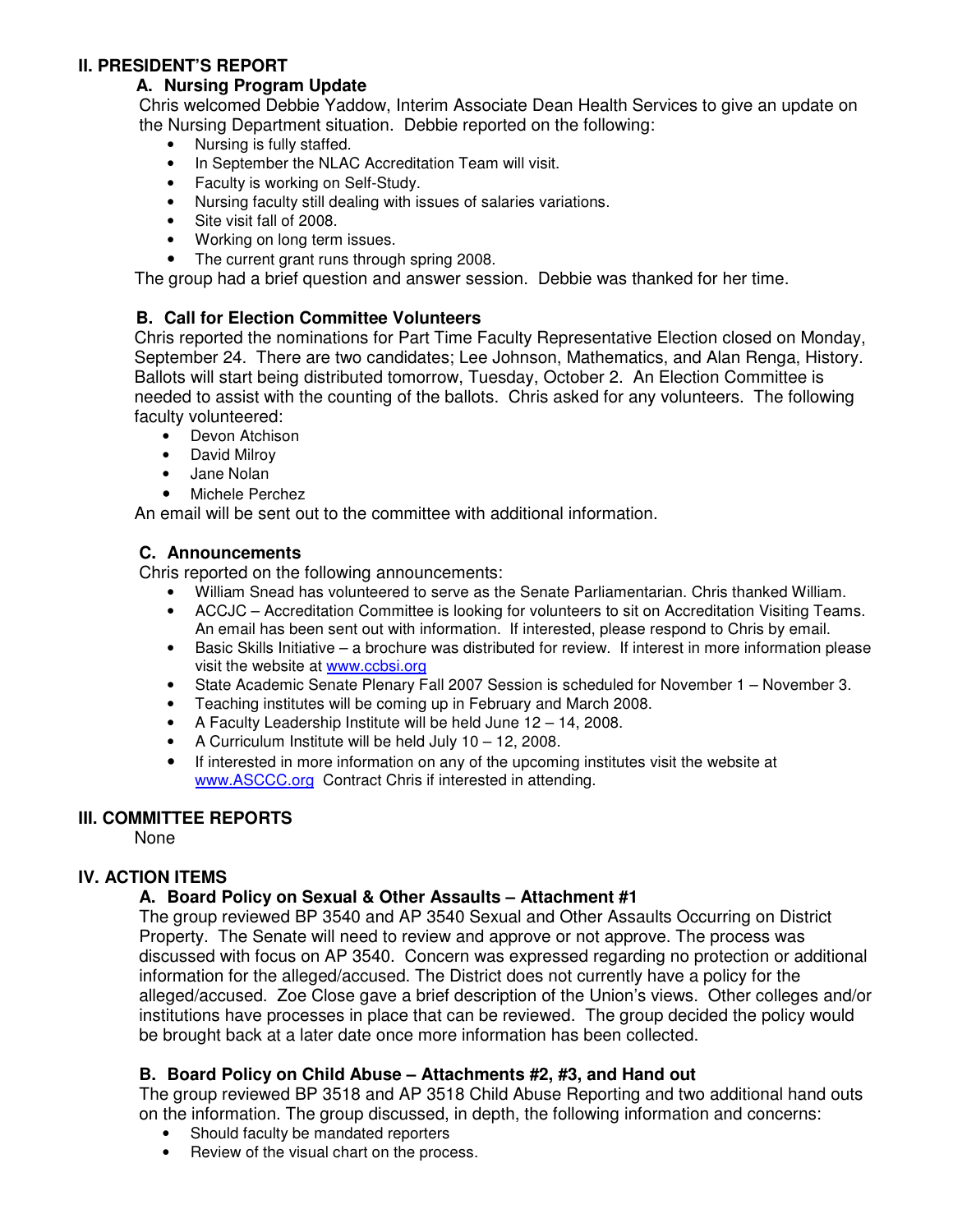## II. PRESIDENT'S REPORT

### A. Nursing Program Update

Chris welcomed Debbie Yaddow, Interim Associate Dean Health Services to give an update on the Nursing Department situation. Debbie reported on the following:

- Nursing is fully staffed.
- In September the NLAC Accreditation Team will visit.
- Faculty is working on Self-Study.
- Nursing faculty still dealing with issues of salaries variations.
- Site visit fall of 2008.
- Working on long term issues.
- The current grant runs through spring 2008.

The group had a brief question and answer session. Debbie was thanked for her time.

### B. Call for Election Committee Volunteers

Chris reported the nominations for Part Time Faculty Representative Election closed on Monday, September 24. There are two candidates; Lee Johnson, Mathematics, and Alan Renga, History. Ballots will start being distributed tomorrow, Tuesday, October 2. An Election Committee is needed to assist with the counting of the ballots. Chris asked for any volunteers. The following faculty volunteered:

- Devon Atchison
- David Milroy
- Jane Nolan
- Michele Perchez

An email will be sent out to the committee with additional information.

### C. Announcements

Chris reported on the following announcements:

- William Snead has volunteered to serve as the Senate Parliamentarian. Chris thanked William.
- ACCJC – Accreditation Committee is looking for volunteers to sit on Accreditation Visiting Teams. An email has been sent out with information. If interested, please respond to Chris by email.
- Basic Skills Initiative – a brochure was distributed for review. If interest in more information please visit the website at www.ccbsi.org
- State Academic Senate Plenary Fall 2007 Session is scheduled for November 1 – November 3.
- Teaching institutes will be coming up in February and March 2008.
- A Faculty Leadership Institute will be held June 12 – 14, 2008.
- A Curriculum Institute will be held July 10 – 12, 2008.
- If interested in more information on any of the upcoming institutes visit the website at www.ASCCC.org Contract Chris if interested in attending.

## III. COMMITTEE REPORTS

None

## IV. ACTION ITEMS

### A. Board Policy on Sexual & Other Assaults – Attachment #1

The group reviewed BP 3540 and AP 3540 Sexual and Other Assaults Occurring on District Property. The Senate will need to review and approve or not approve. The process was discussed with focus on AP 3540. Concern was expressed regarding no protection or additional information for the alleged/accused. The District does not currently have a policy for the alleged/accused. Zoe Close gave a brief description of the Union's views. Other colleges and/or institutions have processes in place that can be reviewed. The group decided the policy would be brought back at a later date once more information has been collected.

### B. Board Policy on Child Abuse – Attachments #2, #3, and Hand out

The group reviewed BP 3518 and AP 3518 Child Abuse Reporting and two additional hand outs on the information. The group discussed, in depth, the following information and concerns:

- Should faculty be mandated reporters
- Review of the visual chart on the process.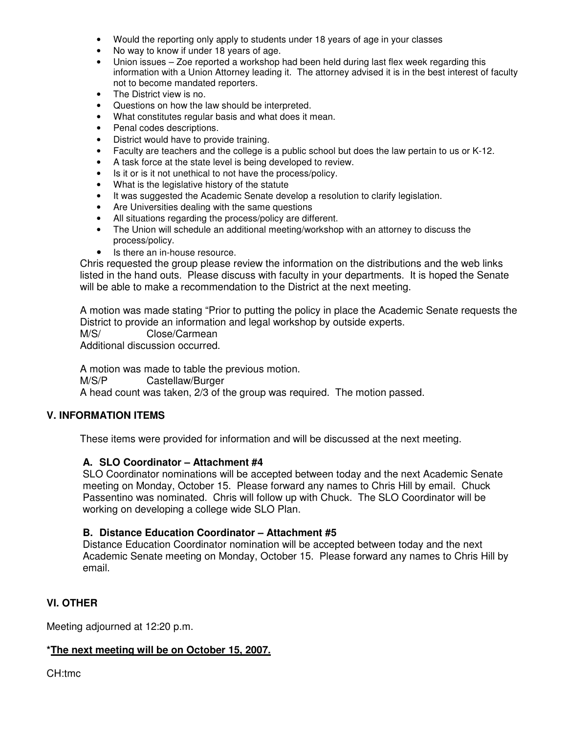- Would the reporting only apply to students under 18 years of age in your classes
- No way to know if under 18 years of age.
- Union issues – Zoe reported a workshop had been held during last flex week regarding this information with a Union Attorney leading it. The attorney advised it is in the best interest of faculty not to become mandated reporters.
- The District view is no.
- Questions on how the law should be interpreted.
- What constitutes regular basis and what does it mean.
- Penal codes descriptions.
- District would have to provide training.
- Faculty are teachers and the college is a public school but does the law pertain to us or K-12.
- A task force at the state level is being developed to review.
- Is it or is it not unethical to not have the process/policy.
- What is the legislative history of the statute
- It was suggested the Academic Senate develop a resolution to clarify legislation.
- Are Universities dealing with the same questions
- All situations regarding the process/policy are different.
- The Union will schedule an additional meeting/workshop with an attorney to discuss the process/policy.
- Is there an in-house resource.

Chris requested the group please review the information on the distributions and the web links listed in the hand outs. Please discuss with faculty in your departments. It is hoped the Senate will be able to make a recommendation to the District at the next meeting.

A motion was made stating "Prior to putting the policy in place the Academic Senate requests the District to provide an information and legal workshop by outside experts.
M/S/ Close/Carmean
Additional discussion occurred.

A motion was made to table the previous motion.
M/S/P Castellaw/Burger
A head count was taken, 2/3 of the group was required. The motion passed.

## V. INFORMATION ITEMS

These items were provided for information and will be discussed at the next meeting.

### A. SLO Coordinator – Attachment #4

SLO Coordinator nominations will be accepted between today and the next Academic Senate meeting on Monday, October 15. Please forward any names to Chris Hill by email. Chuck Passentino was nominated. Chris will follow up with Chuck. The SLO Coordinator will be working on developing a college wide SLO Plan.

### B. Distance Education Coordinator – Attachment #5

Distance Education Coordinator nomination will be accepted between today and the next Academic Senate meeting on Monday, October 15. Please forward any names to Chris Hill by email.

## VI. OTHER

Meeting adjourned at 12:20 p.m.

**\*<u>The next meeting will be on October 15, 2007.</u>**

CH:tmc